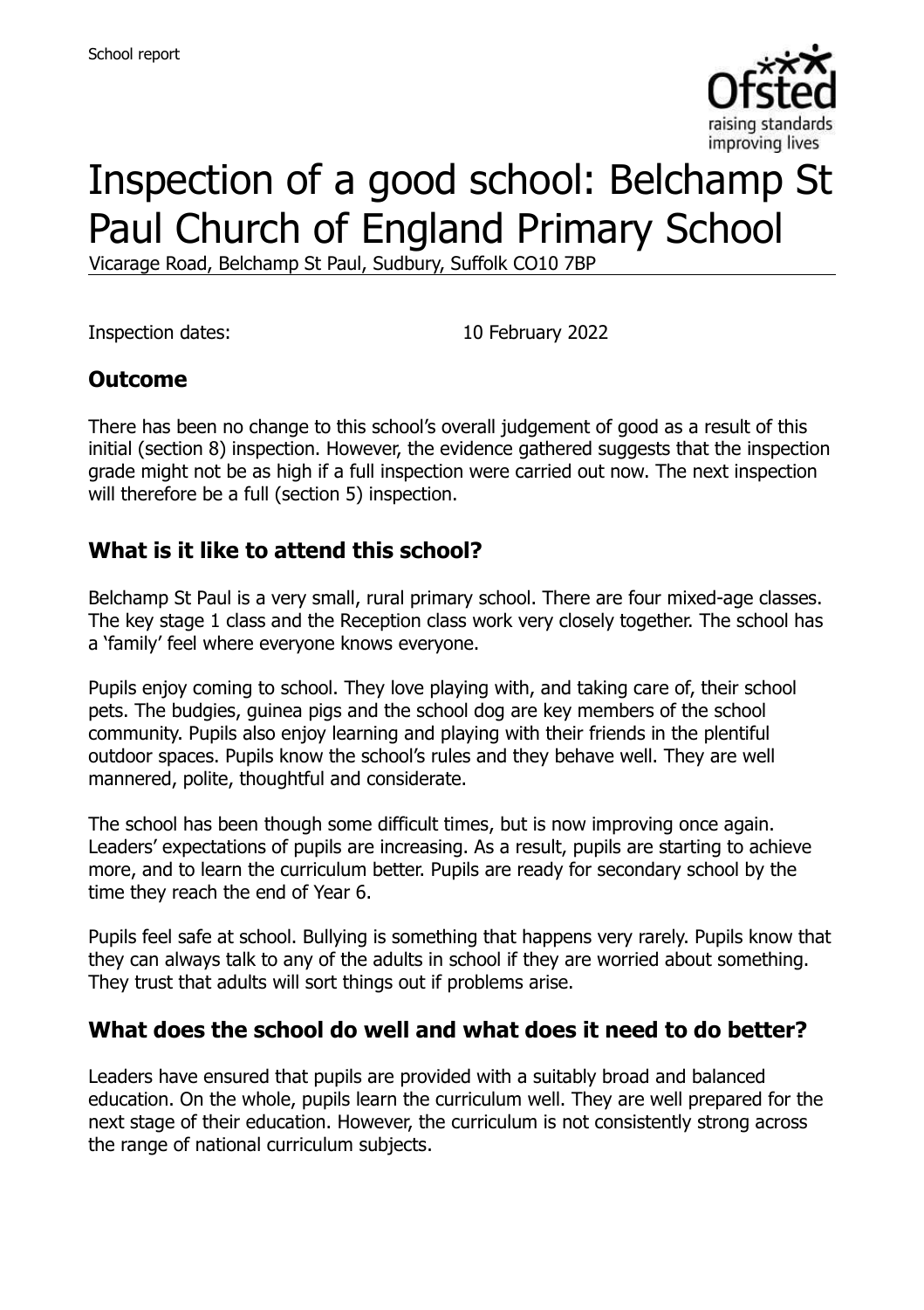# Inspection of a good school: Belchamp St Paul Church of England Primary School

Vicarage Road, Belchamp St Paul, Sudbury, Suffolk CO10 7BP

Inspection dates: 10 February 2022

## Outcome

There has been no change to this school's overall judgement of good as a result of this initial (section 8) inspection. However, the evidence gathered suggests that the inspection grade might not be as high if a full inspection were carried out now. The next inspection will therefore be a full (section 5) inspection.

## What is it like to attend this school?

Belchamp St Paul is a very small, rural primary school. There are four mixed-age classes. The key stage 1 class and the Reception class work very closely together. The school has a 'family' feel where everyone knows everyone.

Pupils enjoy coming to school. They love playing with, and taking care of, their school pets. The budgies, guinea pigs and the school dog are key members of the school community. Pupils also enjoy learning and playing with their friends in the plentiful outdoor spaces. Pupils know the school's rules and they behave well. They are well mannered, polite, thoughtful and considerate.

The school has been though some difficult times, but is now improving once again. Leaders' expectations of pupils are increasing. As a result, pupils are starting to achieve more, and to learn the curriculum better. Pupils are ready for secondary school by the time they reach the end of Year 6.

Pupils feel safe at school. Bullying is something that happens very rarely. Pupils know that they can always talk to any of the adults in school if they are worried about something. They trust that adults will sort things out if problems arise.

## What does the school do well and what does it need to do better?

Leaders have ensured that pupils are provided with a suitably broad and balanced education. On the whole, pupils learn the curriculum well. They are well prepared for the next stage of their education. However, the curriculum is not consistently strong across the range of national curriculum subjects.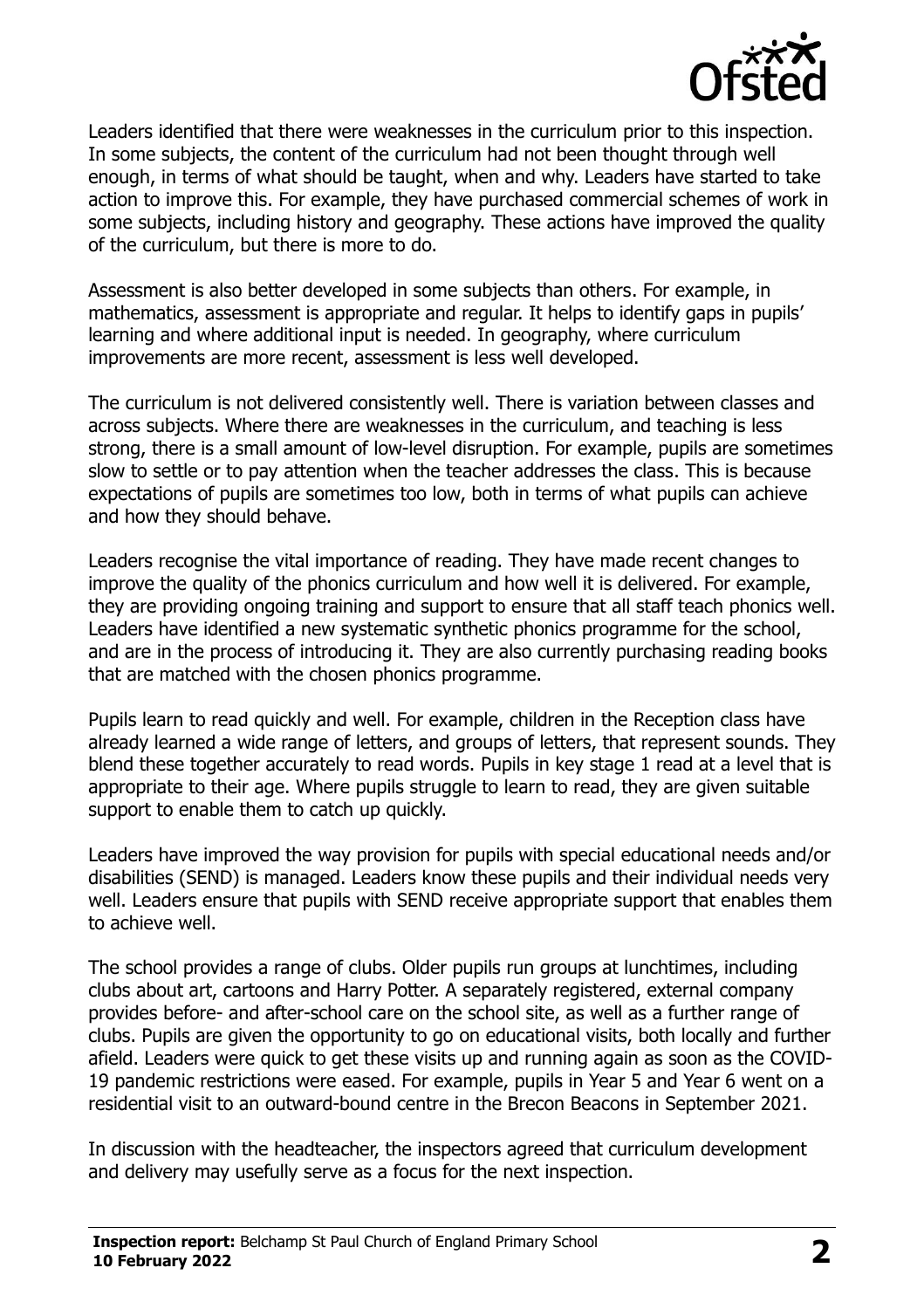Leaders identified that there were weaknesses in the curriculum prior to this inspection. In some subjects, the content of the curriculum had not been thought through well enough, in terms of what should be taught, when and why. Leaders have started to take action to improve this. For example, they have purchased commercial schemes of work in some subjects, including history and geography. These actions have improved the quality of the curriculum, but there is more to do.

Assessment is also better developed in some subjects than others. For example, in mathematics, assessment is appropriate and regular. It helps to identify gaps in pupils' learning and where additional input is needed. In geography, where curriculum improvements are more recent, assessment is less well developed.

The curriculum is not delivered consistently well. There is variation between classes and across subjects. Where there are weaknesses in the curriculum, and teaching is less strong, there is a small amount of low-level disruption. For example, pupils are sometimes slow to settle or to pay attention when the teacher addresses the class. This is because expectations of pupils are sometimes too low, both in terms of what pupils can achieve and how they should behave.

Leaders recognise the vital importance of reading. They have made recent changes to improve the quality of the phonics curriculum and how well it is delivered. For example, they are providing ongoing training and support to ensure that all staff teach phonics well. Leaders have identified a new systematic synthetic phonics programme for the school, and are in the process of introducing it. They are also currently purchasing reading books that are matched with the chosen phonics programme.

Pupils learn to read quickly and well. For example, children in the Reception class have already learned a wide range of letters, and groups of letters, that represent sounds. They blend these together accurately to read words. Pupils in key stage 1 read at a level that is appropriate to their age. Where pupils struggle to learn to read, they are given suitable support to enable them to catch up quickly.

Leaders have improved the way provision for pupils with special educational needs and/or disabilities (SEND) is managed. Leaders know these pupils and their individual needs very well. Leaders ensure that pupils with SEND receive appropriate support that enables them to achieve well.

The school provides a range of clubs. Older pupils run groups at lunchtimes, including clubs about art, cartoons and Harry Potter. A separately registered, external company provides before- and after-school care on the school site, as well as a further range of clubs. Pupils are given the opportunity to go on educational visits, both locally and further afield. Leaders were quick to get these visits up and running again as soon as the COVID-19 pandemic restrictions were eased. For example, pupils in Year 5 and Year 6 went on a residential visit to an outward-bound centre in the Brecon Beacons in September 2021.

In discussion with the headteacher, the inspectors agreed that curriculum development and delivery may usefully serve as a focus for the next inspection.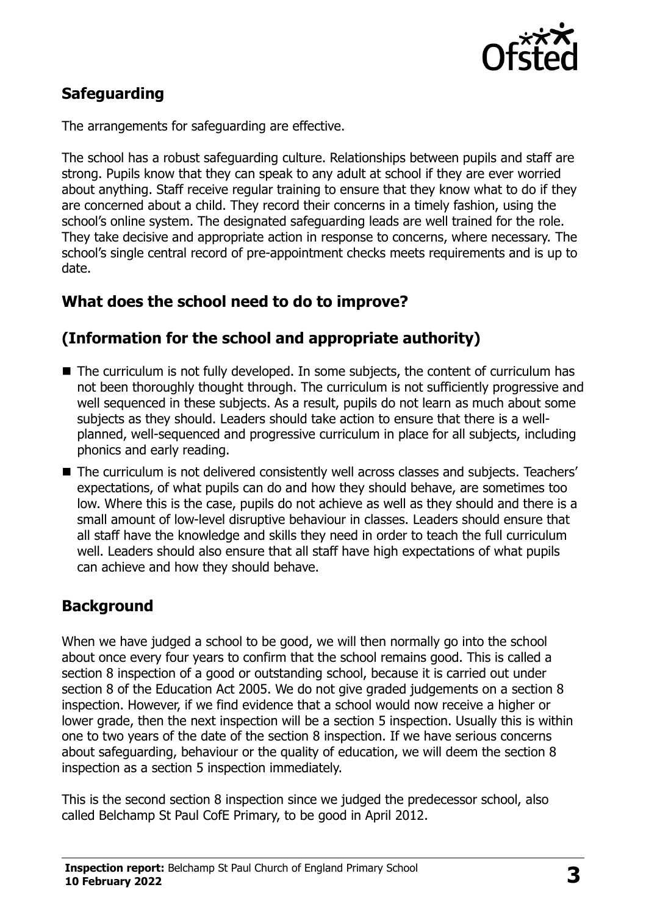## Safeguarding

The arrangements for safeguarding are effective.

The school has a robust safeguarding culture. Relationships between pupils and staff are strong. Pupils know that they can speak to any adult at school if they are ever worried about anything. Staff receive regular training to ensure that they know what to do if they are concerned about a child. They record their concerns in a timely fashion, using the school's online system. The designated safeguarding leads are well trained for the role. They take decisive and appropriate action in response to concerns, where necessary. The school's single central record of pre-appointment checks meets requirements and is up to date.

## What does the school need to do to improve?

## (Information for the school and appropriate authority)

- The curriculum is not fully developed. In some subjects, the content of curriculum has not been thoroughly thought through. The curriculum is not sufficiently progressive and well sequenced in these subjects. As a result, pupils do not learn as much about some subjects as they should. Leaders should take action to ensure that there is a well-planned, well-sequenced and progressive curriculum in place for all subjects, including phonics and early reading.
- The curriculum is not delivered consistently well across classes and subjects. Teachers' expectations, of what pupils can do and how they should behave, are sometimes too low. Where this is the case, pupils do not achieve as well as they should and there is a small amount of low-level disruptive behaviour in classes. Leaders should ensure that all staff have the knowledge and skills they need in order to teach the full curriculum well. Leaders should also ensure that all staff have high expectations of what pupils can achieve and how they should behave.

## Background

When we have judged a school to be good, we will then normally go into the school about once every four years to confirm that the school remains good. This is called a section 8 inspection of a good or outstanding school, because it is carried out under section 8 of the Education Act 2005. We do not give graded judgements on a section 8 inspection. However, if we find evidence that a school would now receive a higher or lower grade, then the next inspection will be a section 5 inspection. Usually this is within one to two years of the date of the section 8 inspection. If we have serious concerns about safeguarding, behaviour or the quality of education, we will deem the section 8 inspection as a section 5 inspection immediately.

This is the second section 8 inspection since we judged the predecessor school, also called Belchamp St Paul CofE Primary, to be good in April 2012.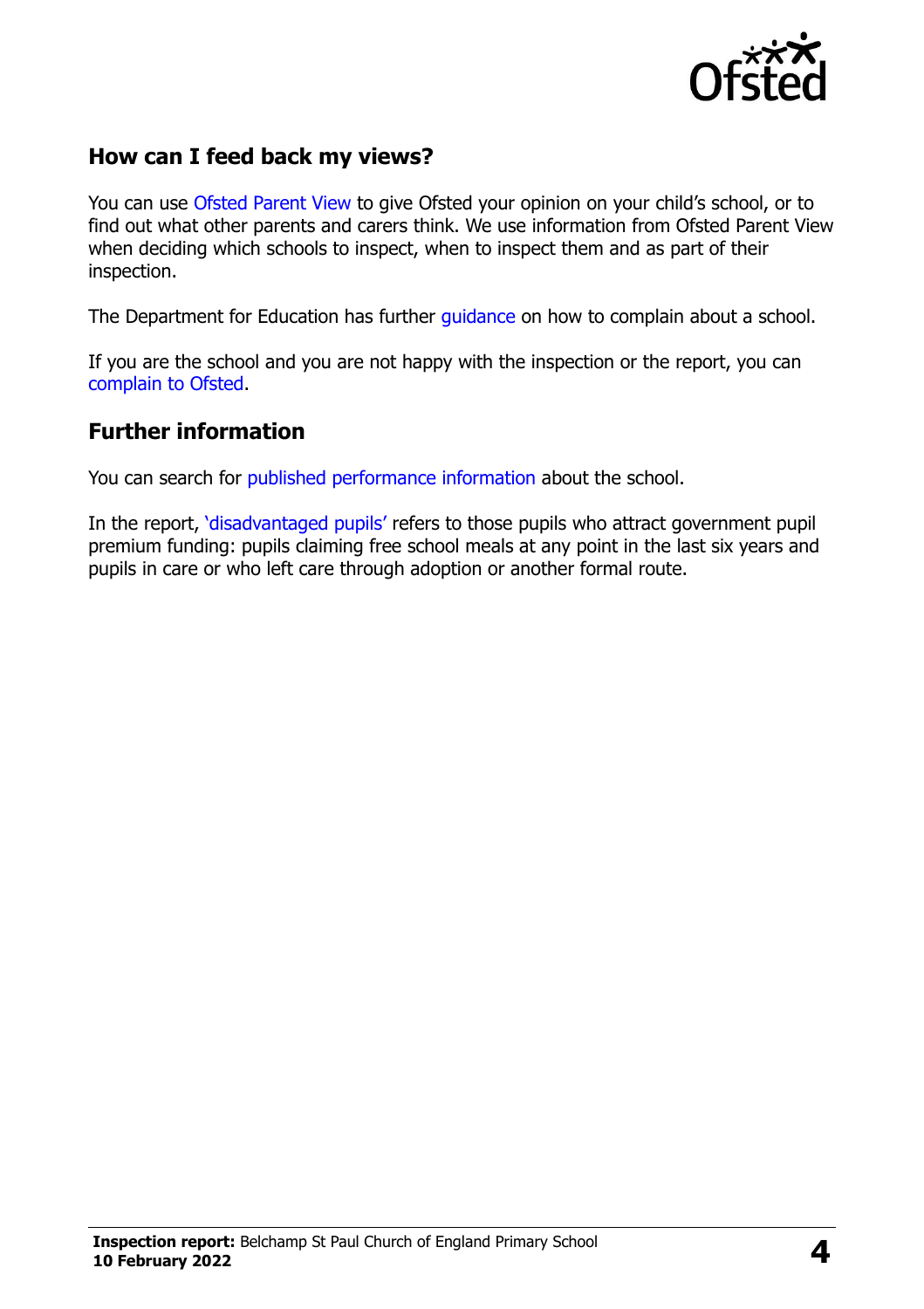## How can I feed back my views?

You can use Ofsted Parent View to give Ofsted your opinion on your child's school, or to find out what other parents and carers think. We use information from Ofsted Parent View when deciding which schools to inspect, when to inspect them and as part of their inspection.

The Department for Education has further guidance on how to complain about a school.

If you are the school and you are not happy with the inspection or the report, you can complain to Ofsted.

## Further information

You can search for published performance information about the school.

In the report, 'disadvantaged pupils' refers to those pupils who attract government pupil premium funding: pupils claiming free school meals at any point in the last six years and pupils in care or who left care through adoption or another formal route.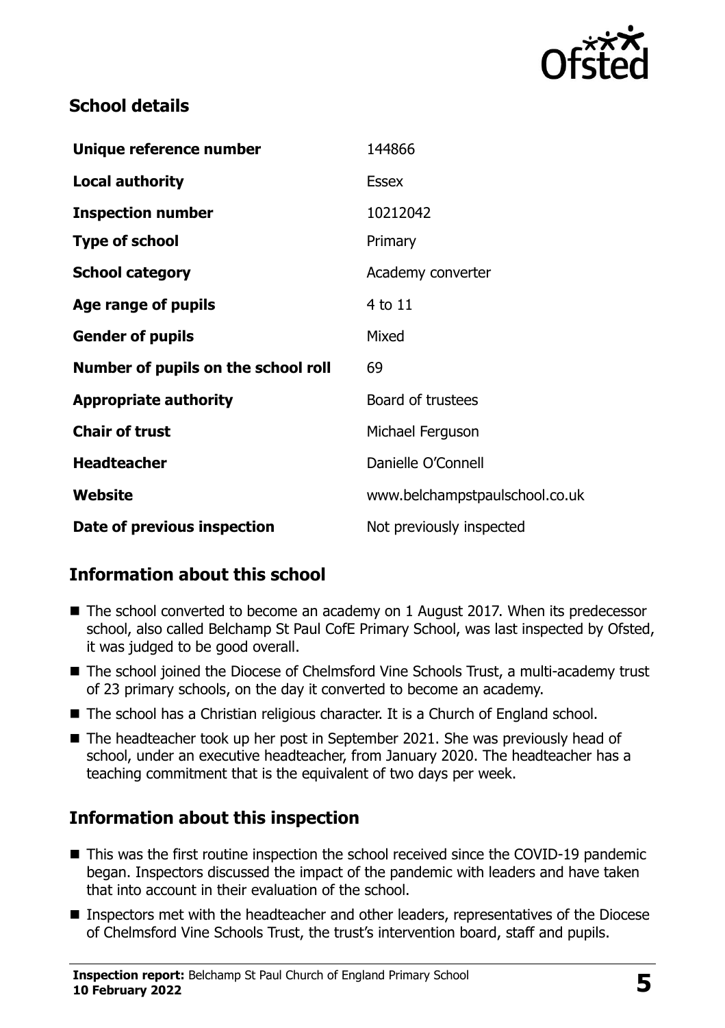## School details

| | |
|---|---|
| **Unique reference number** | 144866 |
| **Local authority** | Essex |
| **Inspection number** | 10212042 |
| **Type of school** | Primary |
| **School category** | Academy converter |
| **Age range of pupils** | 4 to 11 |
| **Gender of pupils** | Mixed |
| **Number of pupils on the school roll** | 69 |
| **Appropriate authority** | Board of trustees |
| **Chair of trust** | Michael Ferguson |
| **Headteacher** | Danielle O'Connell |
| **Website** | www.belchampstpaulschool.co.uk |
| **Date of previous inspection** | Not previously inspected |

## Information about this school

- The school converted to become an academy on 1 August 2017. When its predecessor school, also called Belchamp St Paul CofE Primary School, was last inspected by Ofsted, it was judged to be good overall.
- The school joined the Diocese of Chelmsford Vine Schools Trust, a multi-academy trust of 23 primary schools, on the day it converted to become an academy.
- The school has a Christian religious character. It is a Church of England school.
- The headteacher took up her post in September 2021. She was previously head of school, under an executive headteacher, from January 2020. The headteacher has a teaching commitment that is the equivalent of two days per week.

## Information about this inspection

- This was the first routine inspection the school received since the COVID-19 pandemic began. Inspectors discussed the impact of the pandemic with leaders and have taken that into account in their evaluation of the school.
- Inspectors met with the headteacher and other leaders, representatives of the Diocese of Chelmsford Vine Schools Trust, the trust's intervention board, staff and pupils.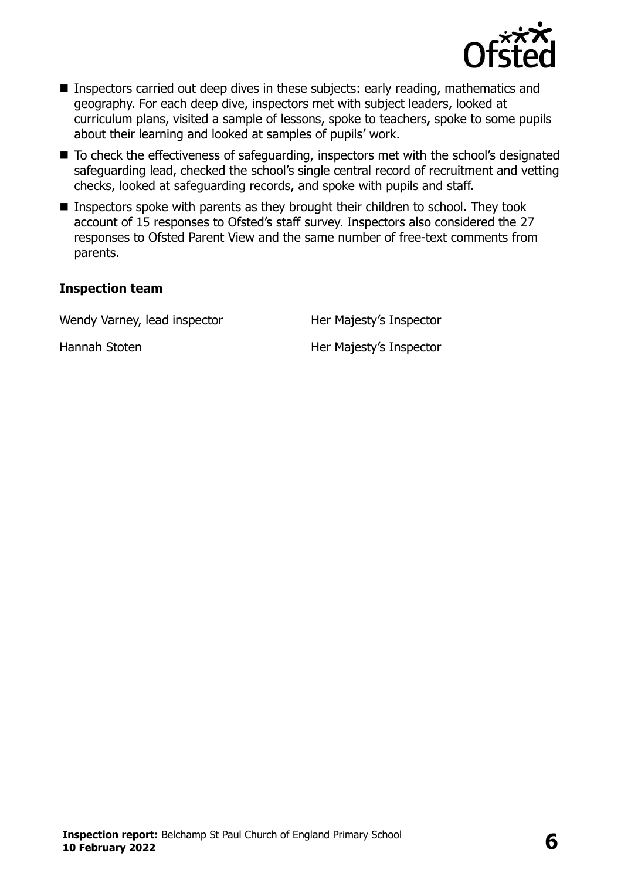- Inspectors carried out deep dives in these subjects: early reading, mathematics and geography. For each deep dive, inspectors met with subject leaders, looked at curriculum plans, visited a sample of lessons, spoke to teachers, spoke to some pupils about their learning and looked at samples of pupils' work.
- To check the effectiveness of safeguarding, inspectors met with the school's designated safeguarding lead, checked the school's single central record of recruitment and vetting checks, looked at safeguarding records, and spoke with pupils and staff.
- Inspectors spoke with parents as they brought their children to school. They took account of 15 responses to Ofsted's staff survey. Inspectors also considered the 27 responses to Ofsted Parent View and the same number of free-text comments from parents.

### Inspection team

| | |
|---|---|
| Wendy Varney, lead inspector | Her Majesty's Inspector |
| Hannah Stoten | Her Majesty's Inspector |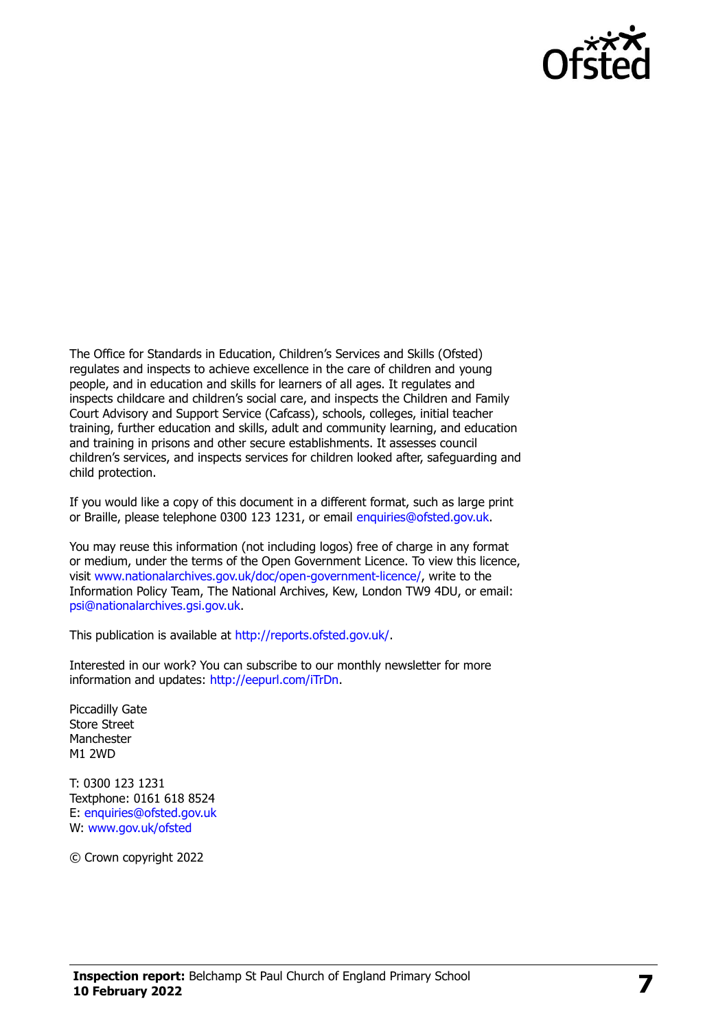The Office for Standards in Education, Children's Services and Skills (Ofsted) regulates and inspects to achieve excellence in the care of children and young people, and in education and skills for learners of all ages. It regulates and inspects childcare and children's social care, and inspects the Children and Family Court Advisory and Support Service (Cafcass), schools, colleges, initial teacher training, further education and skills, adult and community learning, and education and training in prisons and other secure establishments. It assesses council children's services, and inspects services for children looked after, safeguarding and child protection.

If you would like a copy of this document in a different format, such as large print or Braille, please telephone 0300 123 1231, or email enquiries@ofsted.gov.uk.

You may reuse this information (not including logos) free of charge in any format or medium, under the terms of the Open Government Licence. To view this licence, visit www.nationalarchives.gov.uk/doc/open-government-licence/, write to the Information Policy Team, The National Archives, Kew, London TW9 4DU, or email: psi@nationalarchives.gsi.gov.uk.

This publication is available at http://reports.ofsted.gov.uk/.

Interested in our work? You can subscribe to our monthly newsletter for more information and updates: http://eepurl.com/iTrDn.

Piccadilly Gate
Store Street
Manchester
M1 2WD

T: 0300 123 1231
Textphone: 0161 618 8524
E: enquiries@ofsted.gov.uk
W: www.gov.uk/ofsted

© Crown copyright 2022